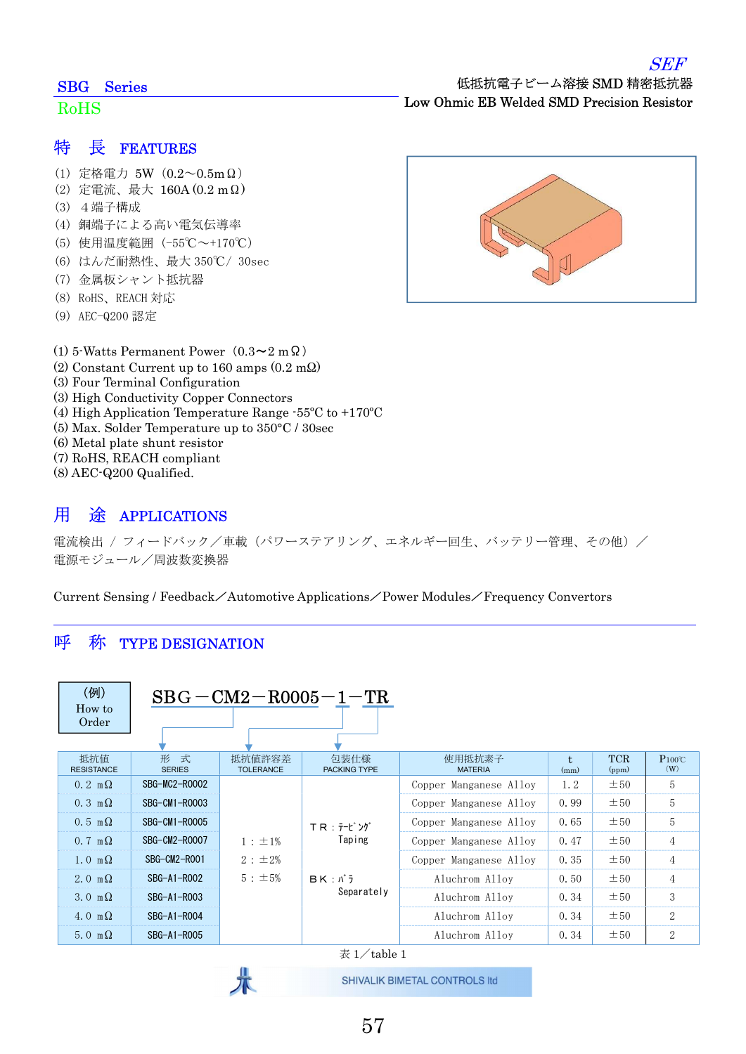SEF

低抵抗電子ビーム溶接 SMD 精密抵抗器
Low Ohmic EB Welded SMD Precision Resistor

## SBG Series

RoHS

## 特　長　FEATURES

（1）定格電力　5W（0.2～0.5mΩ）
（2）定電流、最大　160A (0.2 mΩ)
（3）４端子構成
（4）銅端子による高い電気伝導率
（5）使用温度範囲（-55℃～+170℃）
（6）はんだ耐熱性、最大 350℃/ 30sec
（7）金属板シャント抵抗器
（8）RoHS、REACH 対応
（9）AEC-Q200 認定

(1) 5-Watts Permanent Power（0.3～2 mΩ）
(2) Constant Current up to 160 amps (0.2 mΩ)
(3) Four Terminal Configuration
(3) High Conductivity Copper Connectors
(4) High Application Temperature Range -55°C to +170°C
(5) Max. Solder Temperature up to 350°C / 30sec
(6) Metal plate shunt resistor
(7) RoHS, REACH compliant
(8) AEC-Q200 Qualified.

## 用　途　APPLICATIONS

電流検出 / フィードバック／車載（パワーステアリング、エネルギー回生、バッテリー管理、その他）／電源モジュール／周波数変換器

Current Sensing / Feedback／Automotive Applications／Power Modules／Frequency Convertors

## 呼　称　TYPE DESIGNATION

（例）How to Order

**SBG－CM2－R0005－1－TR**

| 抵抗値 RESISTANCE | 形　式 SERIES | 抵抗値許容差 TOLERANCE | 包装仕様 PACKING TYPE | 使用抵抗素子 MATERIA | t (mm) | TCR (ppm) | $P_{100℃}$ (W) |
|---|---|---|---|---|---|---|---|
| 0.2 mΩ | SBG-MC2-R0002 | 1：±1% 2：±2% 5：±5% | TR：ﾃｰﾋﾟﾝｸﾞ Taping BK：ﾊﾞﾗ Separately | Copper Manganese Alloy | 1.2 | ±50 | 5 |
| 0.3 mΩ | SBG-CM1-R0003 | | | Copper Manganese Alloy | 0.99 | ±50 | 5 |
| 0.5 mΩ | SBG-CM1-R0005 | | | Copper Manganese Alloy | 0.65 | ±50 | 5 |
| 0.7 mΩ | SBG-CM2-R0007 | | | Copper Manganese Alloy | 0.47 | ±50 | 4 |
| 1.0 mΩ | SBG-CM2-R001 | | | Copper Manganese Alloy | 0.35 | ±50 | 4 |
| 2.0 mΩ | SBG-A1-R002 | | | Aluchrom Alloy | 0.50 | ±50 | 4 |
| 3.0 mΩ | SBG-A1-R003 | | | Aluchrom Alloy | 0.34 | ±50 | 3 |
| 4.0 mΩ | SBG-A1-R004 | | | Aluchrom Alloy | 0.34 | ±50 | 2 |
| 5.0 mΩ | SBG-A1-R005 | | | Aluchrom Alloy | 0.34 | ±50 | 2 |

表 1／table 1

SHIVALIK BIMETAL CONTROLS ltd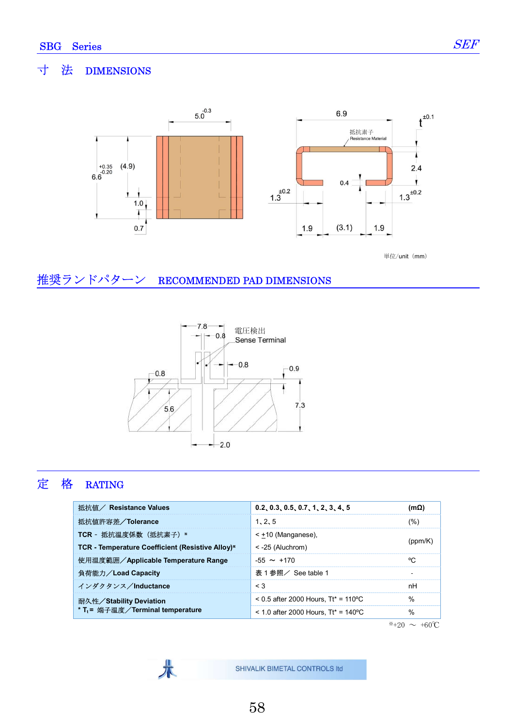SBG Series

## 寸 法 DIMENSIONS

5.0 $^{-0.3}$

6.6 $^{+0.35}_{-0.20}$ (4.9)

1.0

0.7

6.9

t $^{\pm 0.1}$

抵抗素子
Resistance Material

2.4

0.4

1.3 $^{\pm 0.2}$

1.3 $^{\pm 0.2}$

1.9 (3.1) 1.9

単位/unit（mm）

## 推奨ランドパターン RECOMMENDED PAD DIMENSIONS

7.8

0.8

電圧検出
Sense Terminal

0.8

0.8

0.9

5.6

7.3

2.0

## 定 格 RATING

| | | |
|---|---|---|
| 抵抗値／ **Resistance Values** | **0.2、0.3、0.5、0.7、1、2、3、4、5** | **(mΩ)** |
| 抵抗値許容差／**Tolerance** | 1、2、5 | (%) |
| **TCR** - 抵抗温度係数（抵抗素子）※<br>**TCR - Temperature Coefficient (Resistive Alloy)**※ | < ±10 (Manganese),<br>< -25 (Aluchrom) | (ppm/K) |
| 使用温度範囲／**Applicable Temperature Range** | -55 ～ +170 | ºC |
| 負荷能力／**Load Capacity** | 表 1 参照／ See table 1 | - |
| インダクタンス／**Inductance** | < 3 | nH |
| 耐久性／**Stability Deviation**<br>* $T_t$ = 端子温度／**Terminal temperature** | < 0.5 after 2000 Hours, Tt* = 110ºC | % |
| | < 1.0 after 2000 Hours, Tt* = 140ºC | % |

※+20 ～ +60℃

SHIVALIK BIMETAL CONTROLS ltd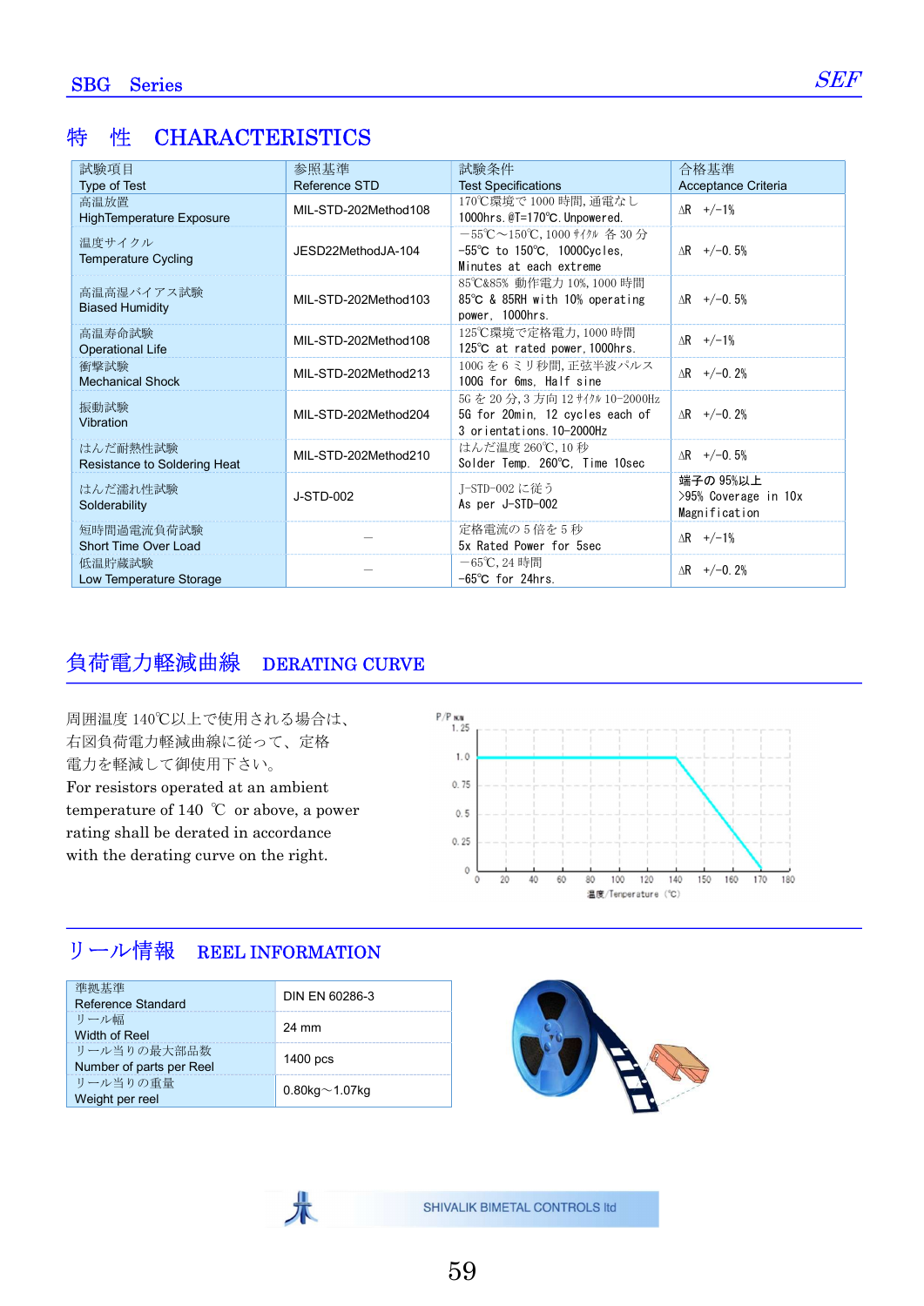## 特　性　CHARACTERISTICS

| 試験項目<br>Type of Test | 参照基準<br>Reference STD | 試験条件<br>Test Specifications | 合格基準<br>Acceptance Criteria |
|---|---|---|---|
| 高温放置<br>HighTemperature Exposure | MIL-STD-202Method108 | 170℃環境で 1000 時間, 通電なし<br>1000hrs. @T=170℃. Unpowered. | ΔR　+/-1% |
| 温度サイクル<br>Temperature Cycling | JESD22MethodJA-104 | −55℃～150℃, 1000 ｻｲｸﾙ 各 30 分<br>-55℃ to 150℃, 1000Cycles, Minutes at each extreme | ΔR　+/-0.5% |
| 高温高湿バイアス試験<br>Biased Humidity | MIL-STD-202Method103 | 85℃&85% 動作電力 10%, 1000 時間<br>85℃ & 85RH with 10% operating power, 1000hrs. | ΔR　+/-0.5% |
| 高温寿命試験<br>Operational Life | MIL-STD-202Method108 | 125℃環境で定格電力, 1000 時間<br>125℃ at rated power, 1000hrs. | ΔR　+/-1% |
| 衝撃試験<br>Mechanical Shock | MIL-STD-202Method213 | 100G を 6 ミリ秒間, 正弦半波パルス<br>100G for 6ms, Half sine | ΔR　+/-0.2% |
| 振動試験<br>Vibration | MIL-STD-202Method204 | 5G を 20 分, 3 方向 12 ｻｲｸﾙ 10-2000Hz<br>5G for 20min, 12 cycles each of 3 orientations. 10-2000Hz | ΔR　+/-0.2% |
| はんだ耐熱性試験<br>Resistance to Soldering Heat | MIL-STD-202Method210 | はんだ温度 260℃, 10 秒<br>Solder Temp. 260℃, Time 10sec | ΔR　+/-0.5% |
| はんだ濡れ性試験<br>Solderability | J-STD-002 | J-STD-002 に従う<br>As per J-STD-002 | 端子の 95%以上<br>>95% Coverage in 10x Magnification |
| 短時間過電流負荷試験<br>Short Time Over Load | − | 定格電流の 5 倍を 5 秒<br>5x Rated Power for 5sec | ΔR　+/-1% |
| 低温貯蔵試験<br>Low Temperature Storage | − | −65℃, 24 時間<br>-65℃ for 24hrs. | ΔR　+/-0.2% |

## 負荷電力軽減曲線　DERATING CURVE

周囲温度 140℃以上で使用される場合は、右図負荷電力軽減曲線に従って、定格電力を軽減して御使用下さい。

For resistors operated at an ambient temperature of 140 ℃ or above, a power rating shall be derated in accordance with the derating curve on the right.

P/P N.N
1.25
1.0
0.75
0.5
0.25
0
0 20 40 60 80 100 120 140 150 160 170 180
温度/Temperature (℃)

## リール情報　REEL INFORMATION

| | |
|---|---|
| 準拠基準<br>Reference Standard | DIN EN 60286-3 |
| リール幅<br>Width of Reel | 24 mm |
| リール当りの最大部品数<br>Number of parts per Reel | 1400 pcs |
| リール当りの重量<br>Weight per reel | 0.80kg～1.07kg |

SHIVALIK BIMETAL CONTROLS ltd